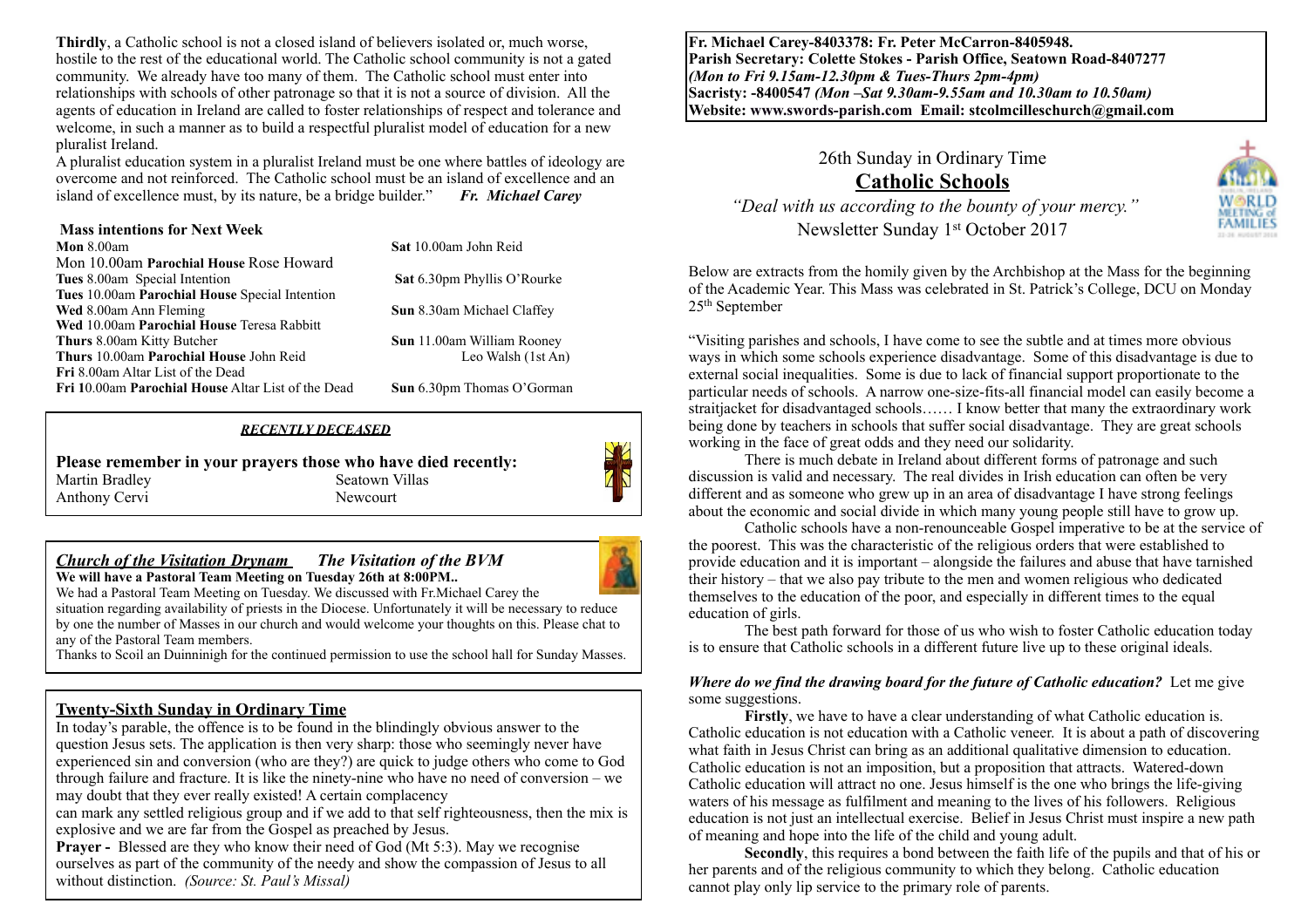**Thirdly**, a Catholic school is not a closed island of believers isolated or, much worse, hostile to the rest of the educational world. The Catholic school community is not a gated community. We already have too many of them. The Catholic school must enter into relationships with schools of other patronage so that it is not a source of division. All the agents of education in Ireland are called to foster relationships of respect and tolerance and welcome, in such a manner as to build a respectful pluralist model of education for a new pluralist Ireland.

A pluralist education system in a pluralist Ireland must be one where battles of ideology are overcome and not reinforced. The Catholic school must be an island of excellence and an island of excellence must, by its nature, be a bridge builder." ***Fr. Michael Carey***

### Mass intentions for Next Week

| | |
|---|---|
| **Mon** 8.00am | **Sat** 10.00am John Reid |
| Mon 10.00am **Parochial House** Rose Howard | **Sat** 6.30pm Phyllis O'Rourke |
| **Tues** 8.00am Special Intention | **Sun** 8.30am Michael Claffey |
| **Tues** 10.00am **Parochial House** Special Intention | **Sun** 11.00am William Rooney, Leo Walsh (1st An) |
| **Wed** 8.00am Ann Fleming | **Sun** 6.30pm Thomas O'Gorman |
| **Wed** 10.00am **Parochial House** Teresa Rabbitt | |
| **Thurs** 8.00am Kitty Butcher | |
| **Thurs** 10.00am **Parochial House** John Reid | |
| **Fri** 8.00am Altar List of the Dead | |
| **Fri 1**0.00am **Parochial House** Altar List of the Dead | |

***RECENTLY DECEASED***

**Please remember in your prayers those who have died recently:**

| | |
|---|---|
| Martin Bradley | Seatown Villas |
| Anthony Cervi | Newcourt |

### *Church of the Visitation Drynam* *The Visitation of the BVM*

**We will have a Pastoral Team Meeting on Tuesday 26th at 8:00PM..**

We had a Pastoral Team Meeting on Tuesday. We discussed with Fr.Michael Carey the situation regarding availability of priests in the Diocese. Unfortunately it will be necessary to reduce by one the number of Masses in our church and would welcome your thoughts on this. Please chat to any of the Pastoral Team members.

Thanks to Scoil an Duinninigh for the continued permission to use the school hall for Sunday Masses.

### Twenty-Sixth Sunday in Ordinary Time

In today's parable, the offence is to be found in the blindingly obvious answer to the question Jesus sets. The application is then very sharp: those who seemingly never have experienced sin and conversion (who are they?) are quick to judge others who come to God through failure and fracture. It is like the ninety-nine who have no need of conversion – we may doubt that they ever really existed! A certain complacency can mark any settled religious group and if we add to that self righteousness, then the mix is explosive and we are far from the Gospel as preached by Jesus.

**Prayer -** Blessed are they who know their need of God (Mt 5:3). May we recognise ourselves as part of the community of the needy and show the compassion of Jesus to all without distinction. *(Source: St. Paul's Missal)*

**Fr. Michael Carey-8403378: Fr. Peter McCarron-8405948.**
**Parish Secretary: Colette Stokes - Parish Office, Seatown Road-8407277**
***(Mon to Fri 9.15am-12.30pm & Tues-Thurs 2pm-4pm)***
**Sacristy: -8400547** ***(Mon –Sat 9.30am-9.55am and 10.30am to 10.50am)***
**Website: www.swords-parish.com Email: stcolmcilleschurch@gmail.com**

26th Sunday in Ordinary Time

## Catholic Schools

*"Deal with us according to the bounty of your mercy."*

Newsletter Sunday 1st October 2017

Below are extracts from the homily given by the Archbishop at the Mass for the beginning of the Academic Year. This Mass was celebrated in St. Patrick's College, DCU on Monday 25th September

"Visiting parishes and schools, I have come to see the subtle and at times more obvious ways in which some schools experience disadvantage. Some of this disadvantage is due to external social inequalities. Some is due to lack of financial support proportionate to the particular needs of schools. A narrow one-size-fits-all financial model can easily become a straitjacket for disadvantaged schools…… I know better that many the extraordinary work being done by teachers in schools that suffer social disadvantage. They are great schools working in the face of great odds and they need our solidarity.

There is much debate in Ireland about different forms of patronage and such discussion is valid and necessary. The real divides in Irish education can often be very different and as someone who grew up in an area of disadvantage I have strong feelings about the economic and social divide in which many young people still have to grow up.

Catholic schools have a non-renounceable Gospel imperative to be at the service of the poorest. This was the characteristic of the religious orders that were established to provide education and it is important – alongside the failures and abuse that have tarnished their history – that we also pay tribute to the men and women religious who dedicated themselves to the education of the poor, and especially in different times to the equal education of girls.

The best path forward for those of us who wish to foster Catholic education today is to ensure that Catholic schools in a different future live up to these original ideals.

***Where do we find the drawing board for the future of Catholic education?*** Let me give some suggestions.

**Firstly**, we have to have a clear understanding of what Catholic education is. Catholic education is not education with a Catholic veneer. It is about a path of discovering what faith in Jesus Christ can bring as an additional qualitative dimension to education. Catholic education is not an imposition, but a proposition that attracts. Watered-down Catholic education will attract no one. Jesus himself is the one who brings the life-giving waters of his message as fulfilment and meaning to the lives of his followers. Religious education is not just an intellectual exercise. Belief in Jesus Christ must inspire a new path of meaning and hope into the life of the child and young adult.

**Secondly**, this requires a bond between the faith life of the pupils and that of his or her parents and of the religious community to which they belong. Catholic education cannot play only lip service to the primary role of parents.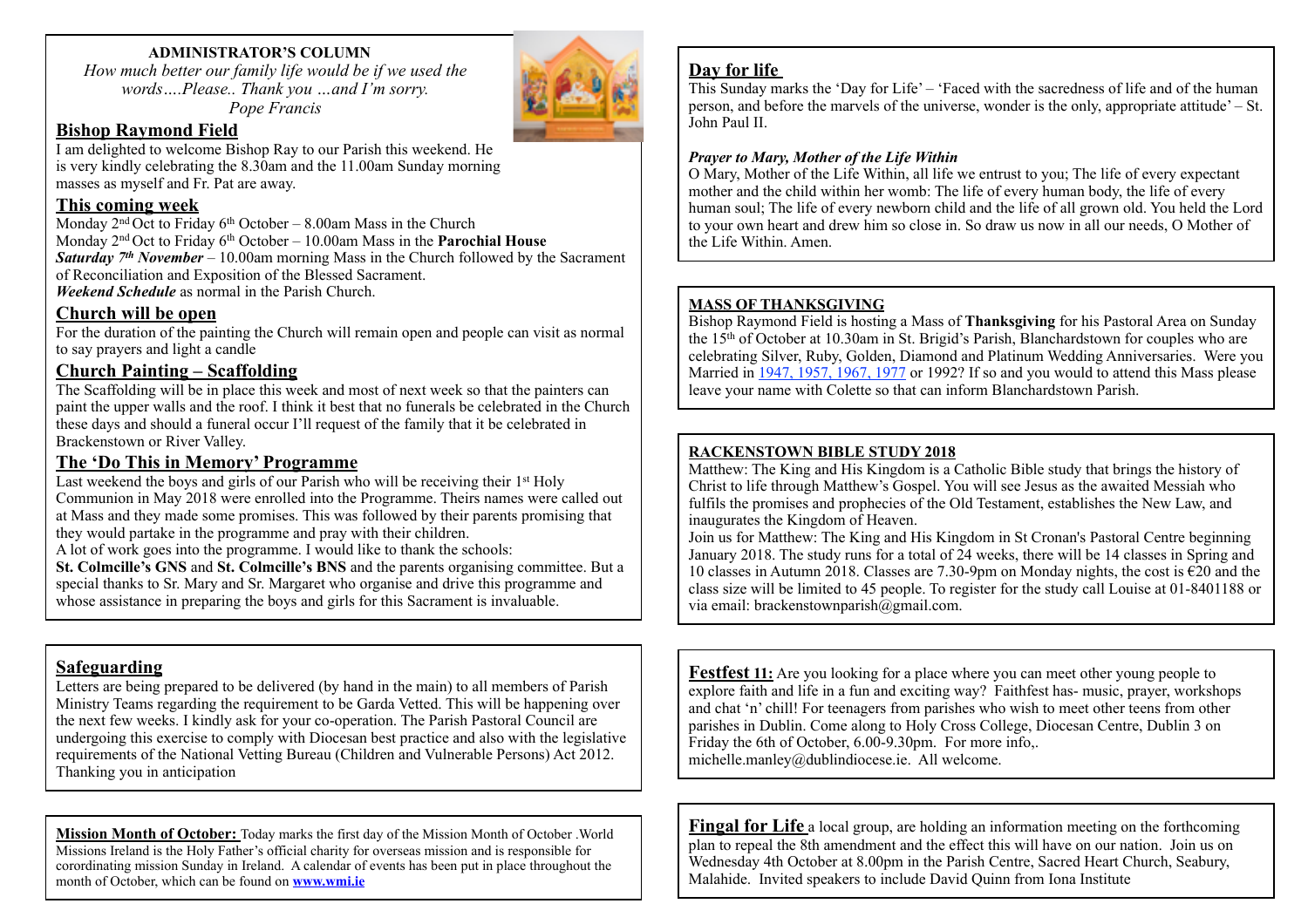**ADMINISTRATOR'S COLUMN**

*How much better our family life would be if we used the words….Please.. Thank you …and I'm sorry.*
*Pope Francis*

## Bishop Raymond Field

I am delighted to welcome Bishop Ray to our Parish this weekend. He is very kindly celebrating the 8.30am and the 11.00am Sunday morning masses as myself and Fr. Pat are away.

## This coming week

Monday 2nd Oct to Friday 6th October – 8.00am Mass in the Church
Monday 2nd Oct to Friday 6th October – 10.00am Mass in the **Parochial House**
***Saturday 7th November*** – 10.00am morning Mass in the Church followed by the Sacrament of Reconciliation and Exposition of the Blessed Sacrament.
***Weekend Schedule*** as normal in the Parish Church.

## Church will be open

For the duration of the painting the Church will remain open and people can visit as normal to say prayers and light a candle

## Church Painting – Scaffolding

The Scaffolding will be in place this week and most of next week so that the painters can paint the upper walls and the roof. I think it best that no funerals be celebrated in the Church these days and should a funeral occur I'll request of the family that it be celebrated in Brackenstown or River Valley.

## The 'Do This in Memory' Programme

Last weekend the boys and girls of our Parish who will be receiving their 1st Holy Communion in May 2018 were enrolled into the Programme. Theirs names were called out at Mass and they made some promises. This was followed by their parents promising that they would partake in the programme and pray with their children.
A lot of work goes into the programme. I would like to thank the schools:
**St. Colmcille's GNS** and **St. Colmcille's BNS** and the parents organising committee. But a special thanks to Sr. Mary and Sr. Margaret who organise and drive this programme and whose assistance in preparing the boys and girls for this Sacrament is invaluable.

## Safeguarding

Letters are being prepared to be delivered (by hand in the main) to all members of Parish Ministry Teams regarding the requirement to be Garda Vetted. This will be happening over the next few weeks. I kindly ask for your co-operation. The Parish Pastoral Council are undergoing this exercise to comply with Diocesan best practice and also with the legislative requirements of the National Vetting Bureau (Children and Vulnerable Persons) Act 2012.
Thanking you in anticipation

**Mission Month of October:** Today marks the first day of the Mission Month of October .World Missions Ireland is the Holy Father's official charity for overseas mission and is responsible for corordinating mission Sunday in Ireland. A calendar of events has been put in place throughout the month of October, which can be found on **www.wmi.ie**

## Day for life

This Sunday marks the 'Day for Life' – 'Faced with the sacredness of life and of the human person, and before the marvels of the universe, wonder is the only, appropriate attitude' – St. John Paul II.

***Prayer to Mary, Mother of the Life Within***

O Mary, Mother of the Life Within, all life we entrust to you; The life of every expectant mother and the child within her womb: The life of every human body, the life of every human soul; The life of every newborn child and the life of all grown old. You held the Lord to your own heart and drew him so close in. So draw us now in all our needs, O Mother of the Life Within. Amen.

**MASS OF THANKSGIVING**

Bishop Raymond Field is hosting a Mass of **Thanksgiving** for his Pastoral Area on Sunday the 15th of October at 10.30am in St. Brigid's Parish, Blanchardstown for couples who are celebrating Silver, Ruby, Golden, Diamond and Platinum Wedding Anniversaries. Were you Married in 1947, 1957, 1967, 1977 or 1992? If so and you would to attend this Mass please leave your name with Colette so that can inform Blanchardstown Parish.

**RACKENSTOWN BIBLE STUDY 2018**

Matthew: The King and His Kingdom is a Catholic Bible study that brings the history of Christ to life through Matthew's Gospel. You will see Jesus as the awaited Messiah who fulfils the promises and prophecies of the Old Testament, establishes the New Law, and inaugurates the Kingdom of Heaven.
Join us for Matthew: The King and His Kingdom in St Cronan's Pastoral Centre beginning January 2018. The study runs for a total of 24 weeks, there will be 14 classes in Spring and 10 classes in Autumn 2018. Classes are 7.30-9pm on Monday nights, the cost is €20 and the class size will be limited to 45 people. To register for the study call Louise at 01-8401188 or via email: brackenstownparish@gmail.com.

**Festfest 11:** Are you looking for a place where you can meet other young people to explore faith and life in a fun and exciting way? Faithfest has- music, prayer, workshops and chat 'n' chill! For teenagers from parishes who wish to meet other teens from other parishes in Dublin. Come along to Holy Cross College, Diocesan Centre, Dublin 3 on Friday the 6th of October, 6.00-9.30pm. For more info,. michelle.manley@dublindiocese.ie. All welcome.

**Fingal for Life** a local group, are holding an information meeting on the forthcoming plan to repeal the 8th amendment and the effect this will have on our nation. Join us on Wednesday 4th October at 8.00pm in the Parish Centre, Sacred Heart Church, Seabury, Malahide. Invited speakers to include David Quinn from Iona Institute